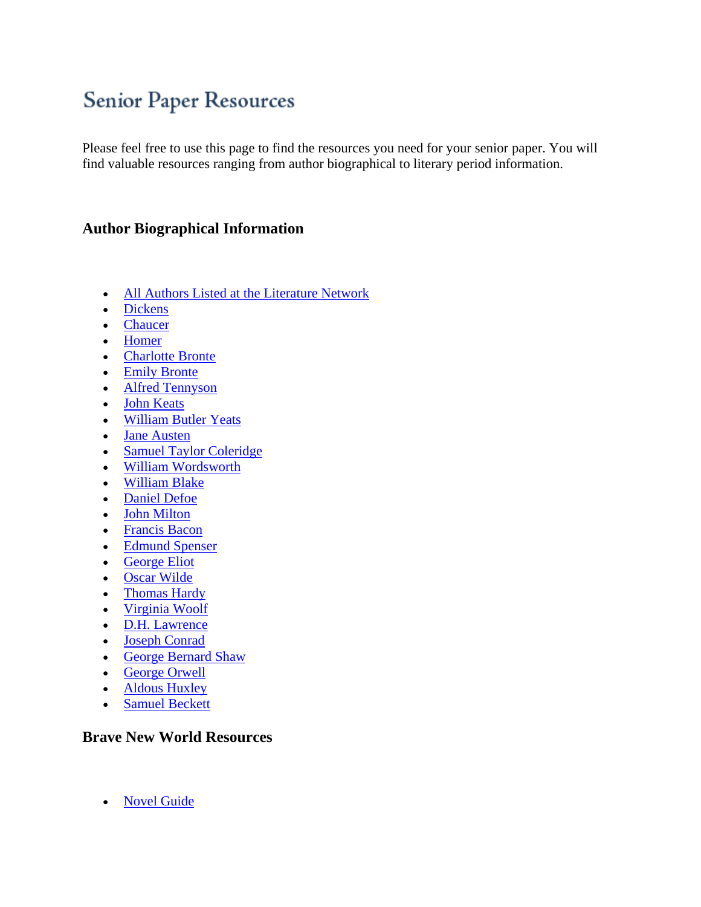# Senior Paper Resources

Please feel free to use this page to find the resources you need for your senior paper. You will find valuable resources ranging from author biographical to literary period information.

## Author Biographical Information

- All Authors Listed at the Literature Network
- Dickens
- Chaucer
- Homer
- Charlotte Bronte
- Emily Bronte
- Alfred Tennyson
- John Keats
- William Butler Yeats
- Jane Austen
- Samuel Taylor Coleridge
- William Wordsworth
- William Blake
- Daniel Defoe
- John Milton
- Francis Bacon
- Edmund Spenser
- George Eliot
- Oscar Wilde
- Thomas Hardy
- Virginia Woolf
- D.H. Lawrence
- Joseph Conrad
- George Bernard Shaw
- George Orwell
- Aldous Huxley
- Samuel Beckett

## Brave New World Resources

- Novel Guide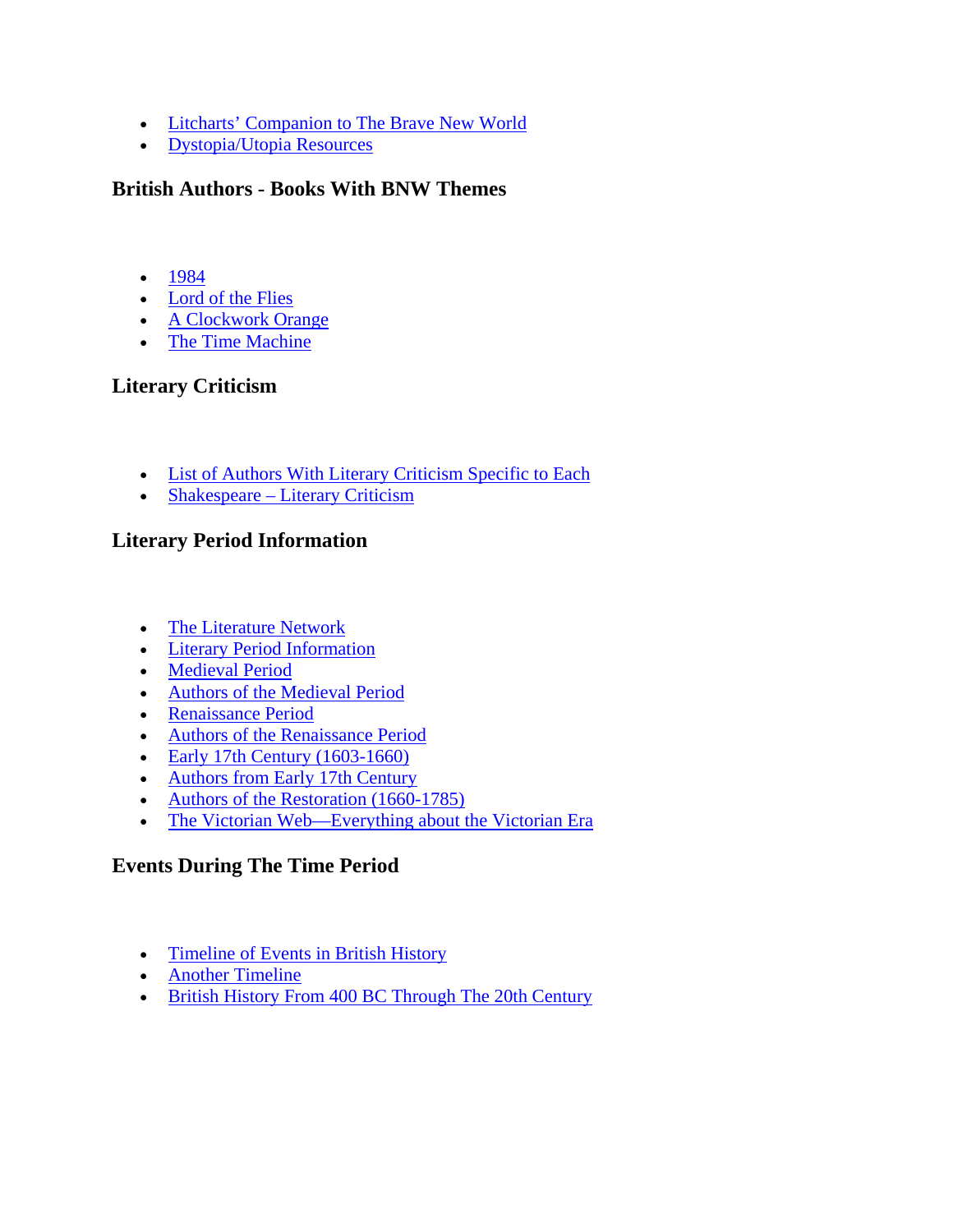- Litcharts' Companion to The Brave New World
- Dystopia/Utopia Resources

### British Authors - Books With BNW Themes

- 1984
- Lord of the Flies
- A Clockwork Orange
- The Time Machine

### Literary Criticism

- List of Authors With Literary Criticism Specific to Each
- Shakespeare – Literary Criticism

### Literary Period Information

- The Literature Network
- Literary Period Information
- Medieval Period
- Authors of the Medieval Period
- Renaissance Period
- Authors of the Renaissance Period
- Early 17th Century (1603-1660)
- Authors from Early 17th Century
- Authors of the Restoration (1660-1785)
- The Victorian Web—Everything about the Victorian Era

### Events During The Time Period

- Timeline of Events in British History
- Another Timeline
- British History From 400 BC Through The 20th Century